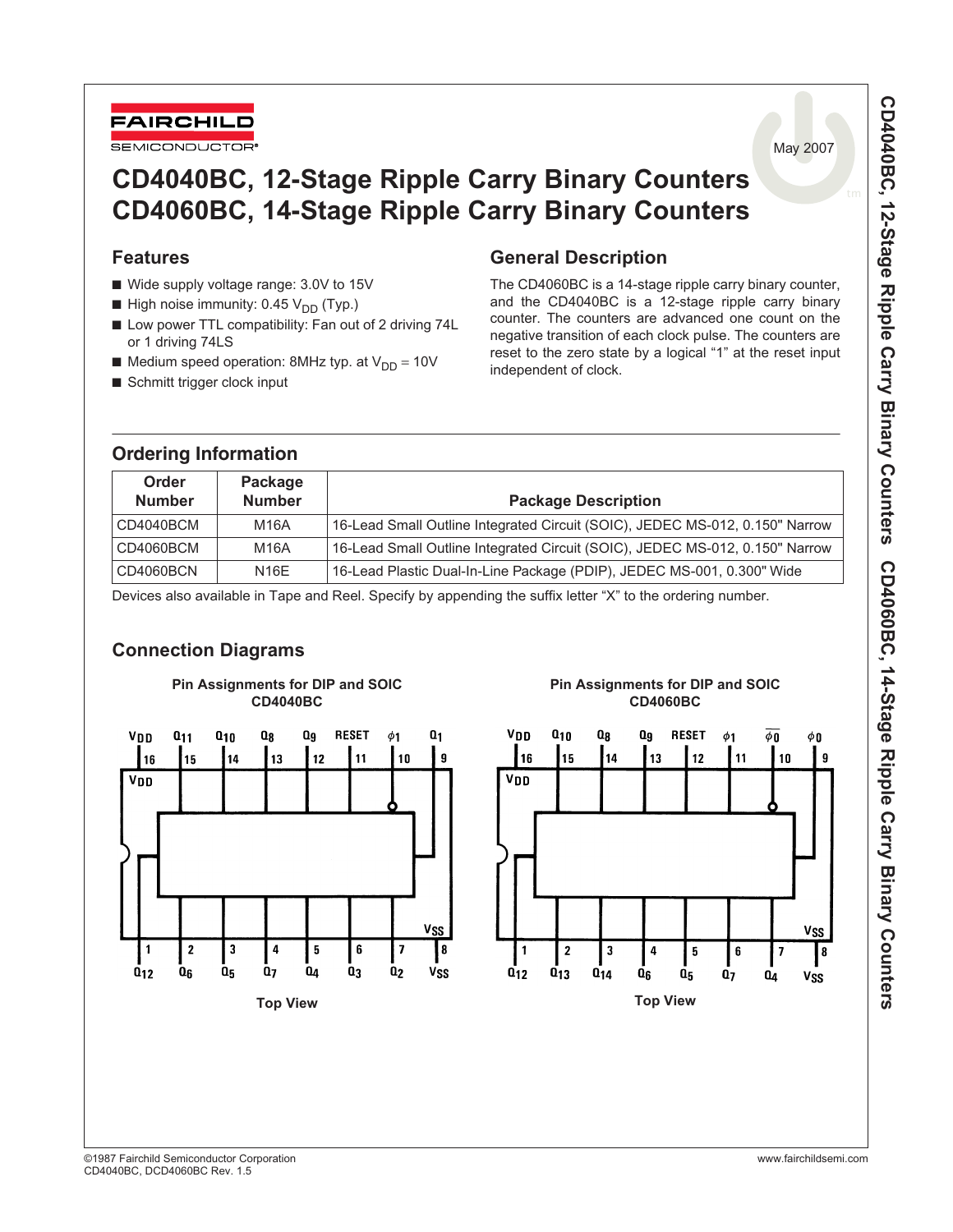May 2007

# CD4040BC, 12-Stage Ripple Carry Binary Counters
# CD4060BC, 14-Stage Ripple Carry Binary Counters

## Features

- Wide supply voltage range: 3.0V to 15V
- High noise immunity: 0.45 $V_{DD}$ (Typ.)
- Low power TTL compatibility: Fan out of 2 driving 74L or 1 driving 74LS
- Medium speed operation: 8MHz typ. at $V_{DD}$ = 10V
- Schmitt trigger clock input

## General Description

The CD4060BC is a 14-stage ripple carry binary counter, and the CD4040BC is a 12-stage ripple carry binary counter. The counters are advanced one count on the negative transition of each clock pulse. The counters are reset to the zero state by a logical "1" at the reset input independent of clock.

## Ordering Information

| Order Number | Package Number | Package Description |
|---|---|---|
| CD4040BCM | M16A | 16-Lead Small Outline Integrated Circuit (SOIC), JEDEC MS-012, 0.150" Narrow |
| CD4060BCM | M16A | 16-Lead Small Outline Integrated Circuit (SOIC), JEDEC MS-012, 0.150" Narrow |
| CD4060BCN | N16E | 16-Lead Plastic Dual-In-Line Package (PDIP), JEDEC MS-001, 0.300" Wide |

Devices also available in Tape and Reel. Specify by appending the suffix letter "X" to the ordering number.

## Connection Diagrams

**Pin Assignments for DIP and SOIC CD4040BC**

| Pin | Function | Pin | Function |
|---|---|---|---|
| 1 | $Q_{12}$ | 16 | $V_{DD}$ |
| 2 | $Q_6$ | 15 | $Q_{11}$ |
| 3 | $Q_5$ | 14 | $Q_{10}$ |
| 4 | $Q_7$ | 13 | $Q_8$ |
| 5 | $Q_4$ | 12 | $Q_9$ |
| 6 | $Q_3$ | 11 | RESET |
| 7 | $Q_2$ | 10 | $\phi_1$ |
| 8 | $V_{SS}$ | 9 | $Q_1$ |

Top View

**Pin Assignments for DIP and SOIC CD4060BC**

| Pin | Function | Pin | Function |
|---|---|---|---|
| 1 | $Q_{12}$ | 16 | $V_{DD}$ |
| 2 | $Q_{13}$ | 15 | $Q_{10}$ |
| 3 | $Q_{14}$ | 14 | $Q_8$ |
| 4 | $Q_6$ | 13 | $Q_9$ |
| 5 | $Q_5$ | 12 | RESET |
| 6 | $Q_7$ | 11 | $\phi_1$ |
| 7 | $Q_4$ | 10 | $\overline{\phi_0}$ |
| 8 | $V_{SS}$ | 9 | $\phi_0$ |

Top View

©1987 Fairchild Semiconductor Corporation
CD4040BC, DCD4060BC Rev. 1.5

www.fairchildsemi.com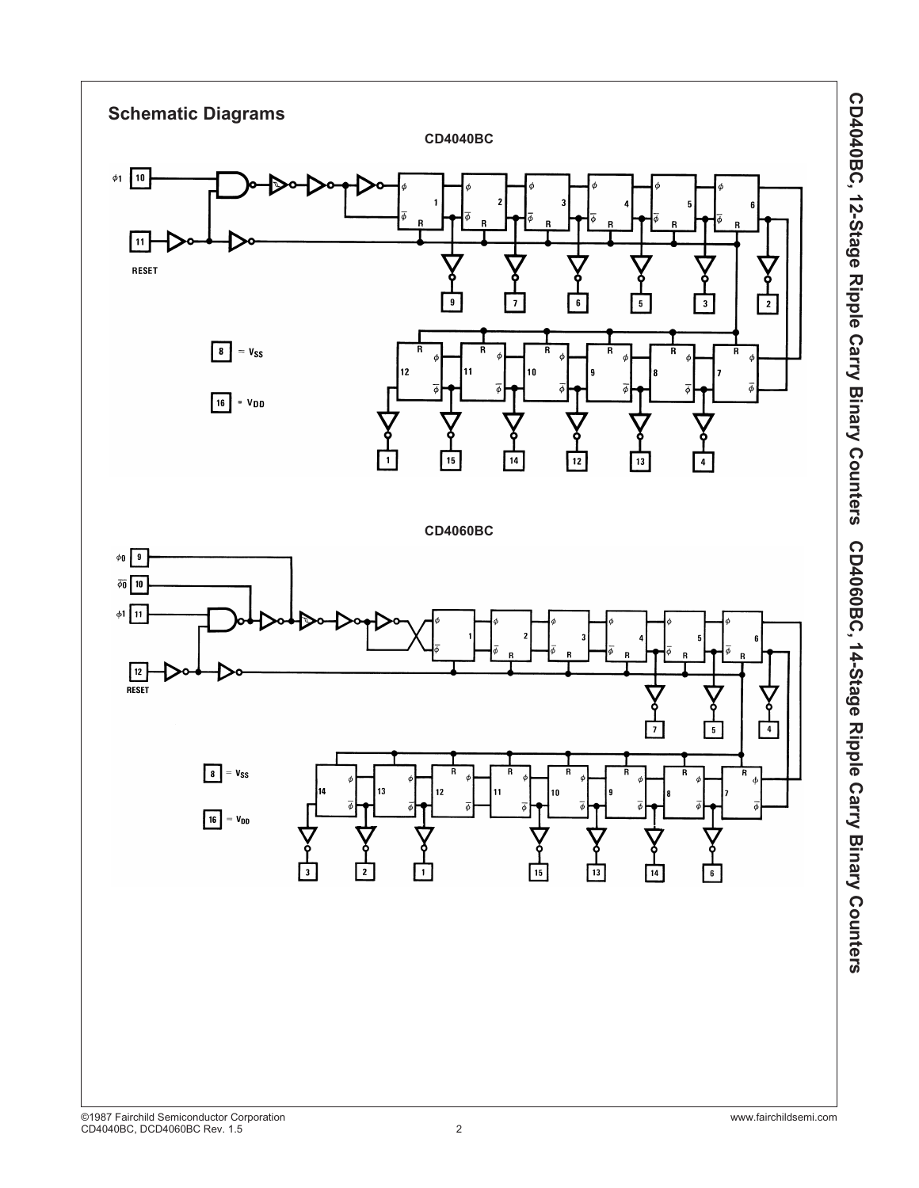## Schematic Diagrams

**CD4040BC**

**CD4060BC**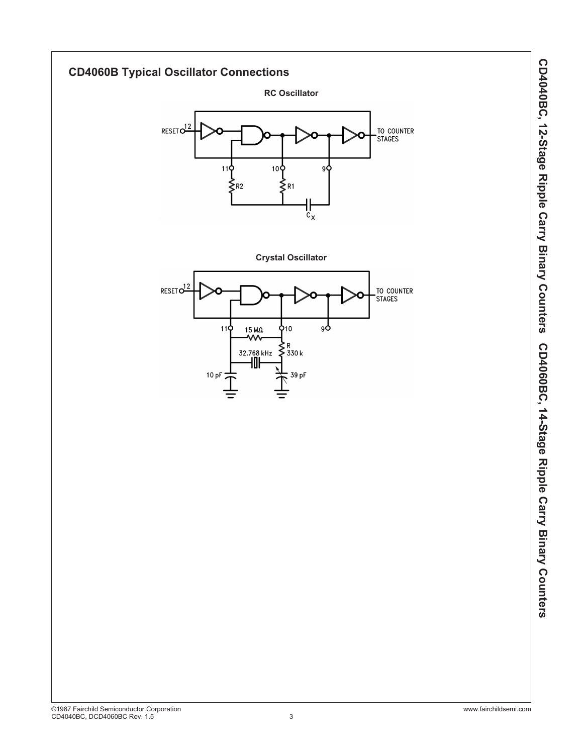## CD4060B Typical Oscillator Connections

**RC Oscillator**

**Crystal Oscillator**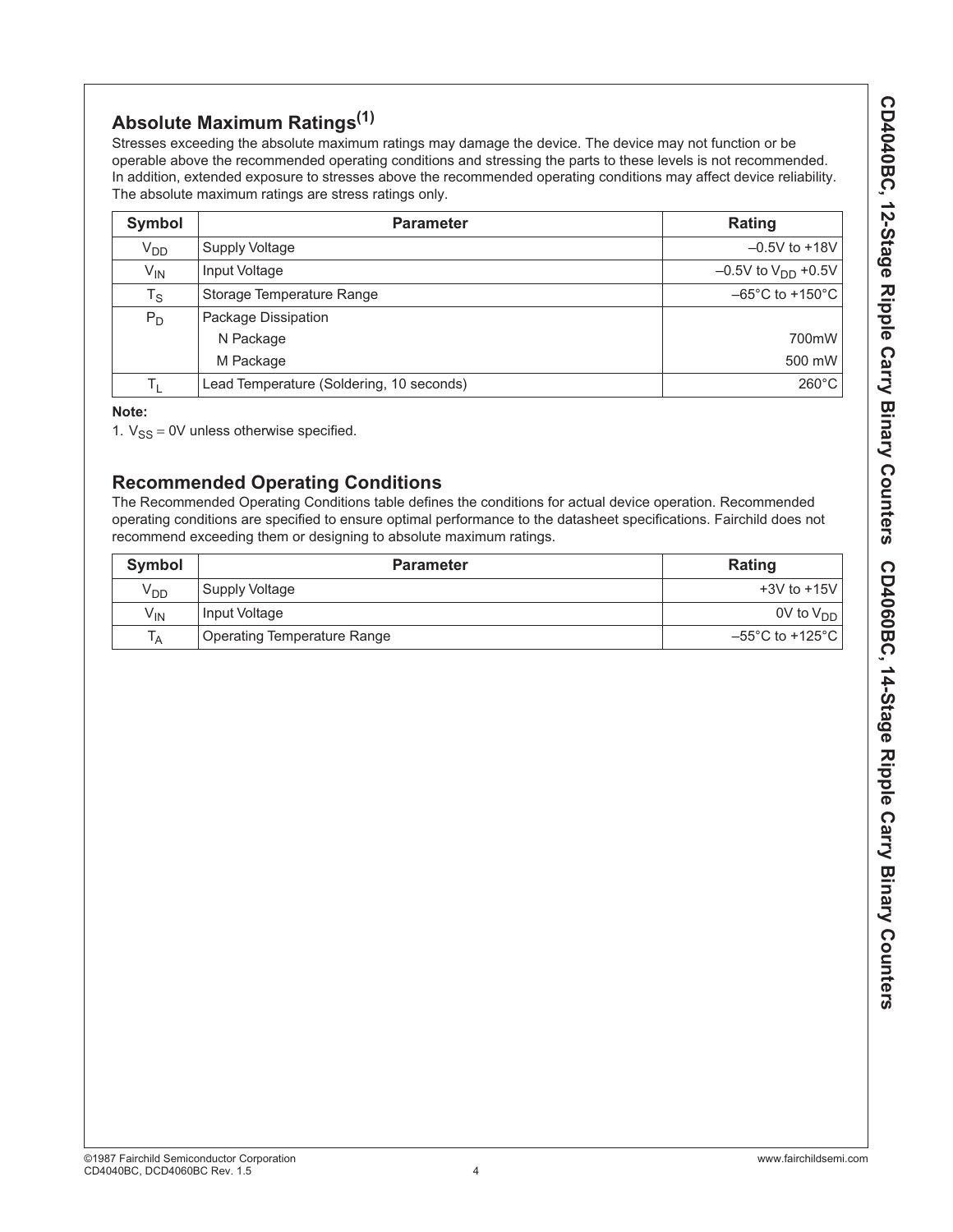## Absolute Maximum Ratings[1]

Stresses exceeding the absolute maximum ratings may damage the device. The device may not function or be operable above the recommended operating conditions and stressing the parts to these levels is not recommended. In addition, extended exposure to stresses above the recommended operating conditions may affect device reliability. The absolute maximum ratings are stress ratings only.

| Symbol | Parameter | Rating |
|---|---|---|
| $V_{DD}$ | Supply Voltage | –0.5V to +18V |
| $V_{IN}$ | Input Voltage | –0.5V to $V_{DD}$ +0.5V |
| $T_S$ | Storage Temperature Range | –65°C to +150°C |
| $P_D$ | Package Dissipation | |
| | N Package | 700mW |
| | M Package | 500 mW |
| $T_L$ | Lead Temperature (Soldering, 10 seconds) | 260°C |

**Note:**

1. $V_{SS}$ = 0V unless otherwise specified.

## Recommended Operating Conditions

The Recommended Operating Conditions table defines the conditions for actual device operation. Recommended operating conditions are specified to ensure optimal performance to the datasheet specifications. Fairchild does not recommend exceeding them or designing to absolute maximum ratings.

| Symbol | Parameter | Rating |
|---|---|---|
| $V_{DD}$ | Supply Voltage | +3V to +15V |
| $V_{IN}$ | Input Voltage | 0V to $V_{DD}$ |
| $T_A$ | Operating Temperature Range | –55°C to +125°C |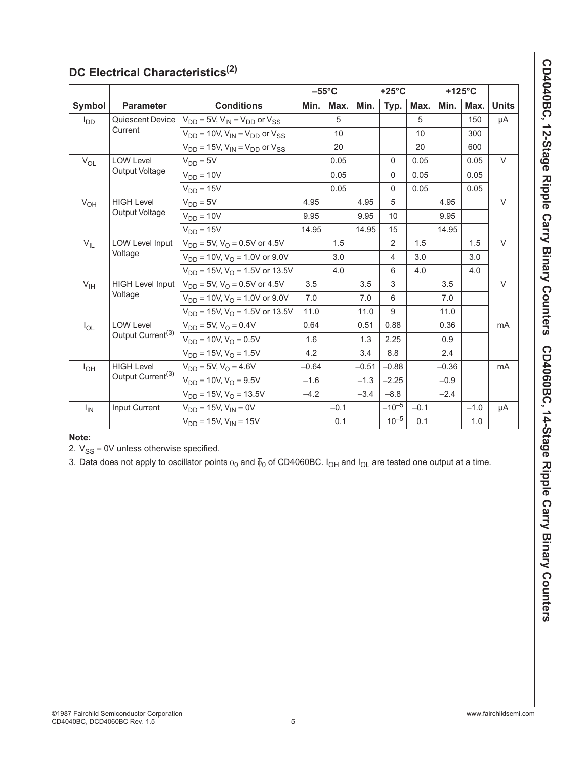## DC Electrical Characteristics[2]

| Symbol | Parameter | Conditions | –55°C | | +25°C | | | +125°C | | Units |
|---|---|---|---|---|---|---|---|---|---|---|
| | | | Min. | Max. | Min. | Typ. | Max. | Min. | Max. | |
| $I_{DD}$ | Quiescent Device Current | $V_{DD}$ = 5V, $V_{IN}$ = $V_{DD}$ or $V_{SS}$ | | 5 | | | 5 | | 150 | μA |
| | | $V_{DD}$ = 10V, $V_{IN}$ = $V_{DD}$ or $V_{SS}$ | | 10 | | | 10 | | 300 | |
| | | $V_{DD}$ = 15V, $V_{IN}$ = $V_{DD}$ or $V_{SS}$ | | 20 | | | 20 | | 600 | |
| $V_{OL}$ | LOW Level Output Voltage | $V_{DD}$ = 5V | | 0.05 | | 0 | 0.05 | | 0.05 | V |
| | | $V_{DD}$ = 10V | | 0.05 | | 0 | 0.05 | | 0.05 | |
| | | $V_{DD}$ = 15V | | 0.05 | | 0 | 0.05 | | 0.05 | |
| $V_{OH}$ | HIGH Level Output Voltage | $V_{DD}$ = 5V | 4.95 | | 4.95 | 5 | | 4.95 | | V |
| | | $V_{DD}$ = 10V | 9.95 | | 9.95 | 10 | | 9.95 | | |
| | | $V_{DD}$ = 15V | 14.95 | | 14.95 | 15 | | 14.95 | | |
| $V_{IL}$ | LOW Level Input Voltage | $V_{DD}$ = 5V, $V_O$ = 0.5V or 4.5V | | 1.5 | | 2 | 1.5 | | 1.5 | V |
| | | $V_{DD}$ = 10V, $V_O$ = 1.0V or 9.0V | | 3.0 | | 4 | 3.0 | | 3.0 | |
| | | $V_{DD}$ = 15V, $V_O$ = 1.5V or 13.5V | | 4.0 | | 6 | 4.0 | | 4.0 | |
| $V_{IH}$ | HIGH Level Input Voltage | $V_{DD}$ = 5V, $V_O$ = 0.5V or 4.5V | 3.5 | | 3.5 | 3 | | 3.5 | | V |
| | | $V_{DD}$ = 10V, $V_O$ = 1.0V or 9.0V | 7.0 | | 7.0 | 6 | | 7.0 | | |
| | | $V_{DD}$ = 15V, $V_O$ = 1.5V or 13.5V | 11.0 | | 11.0 | 9 | | 11.0 | | |
| $I_{OL}$ | LOW Level Output Current[3] | $V_{DD}$ = 5V, $V_O$ = 0.4V | 0.64 | | 0.51 | 0.88 | | 0.36 | | mA |
| | | $V_{DD}$ = 10V, $V_O$ = 0.5V | 1.6 | | 1.3 | 2.25 | | 0.9 | | |
| | | $V_{DD}$ = 15V, $V_O$ = 1.5V | 4.2 | | 3.4 | 8.8 | | 2.4 | | |
| $I_{OH}$ | HIGH Level Output Current[3] | $V_{DD}$ = 5V, $V_O$ = 4.6V | –0.64 | | –0.51 | –0.88 | | –0.36 | | mA |
| | | $V_{DD}$ = 10V, $V_O$ = 9.5V | –1.6 | | –1.3 | –2.25 | | –0.9 | | |
| | | $V_{DD}$ = 15V, $V_O$ = 13.5V | –4.2 | | –3.4 | –8.8 | | –2.4 | | |
| $I_{IN}$ | Input Current | $V_{DD}$ = 15V, $V_{IN}$ = 0V | | –0.1 | | $-10^{-5}$ | –0.1 | | –1.0 | μA |
| | | $V_{DD}$ = 15V, $V_{IN}$ = 15V | | 0.1 | | $10^{-5}$ | 0.1 | | 1.0 | |

**Note:**

2. $V_{SS}$ = 0V unless otherwise specified.

3. Data does not apply to oscillator points $\phi_0$ and $\overline{\phi_0}$ of CD4060BC. $I_{OH}$ and $I_{OL}$ are tested one output at a time.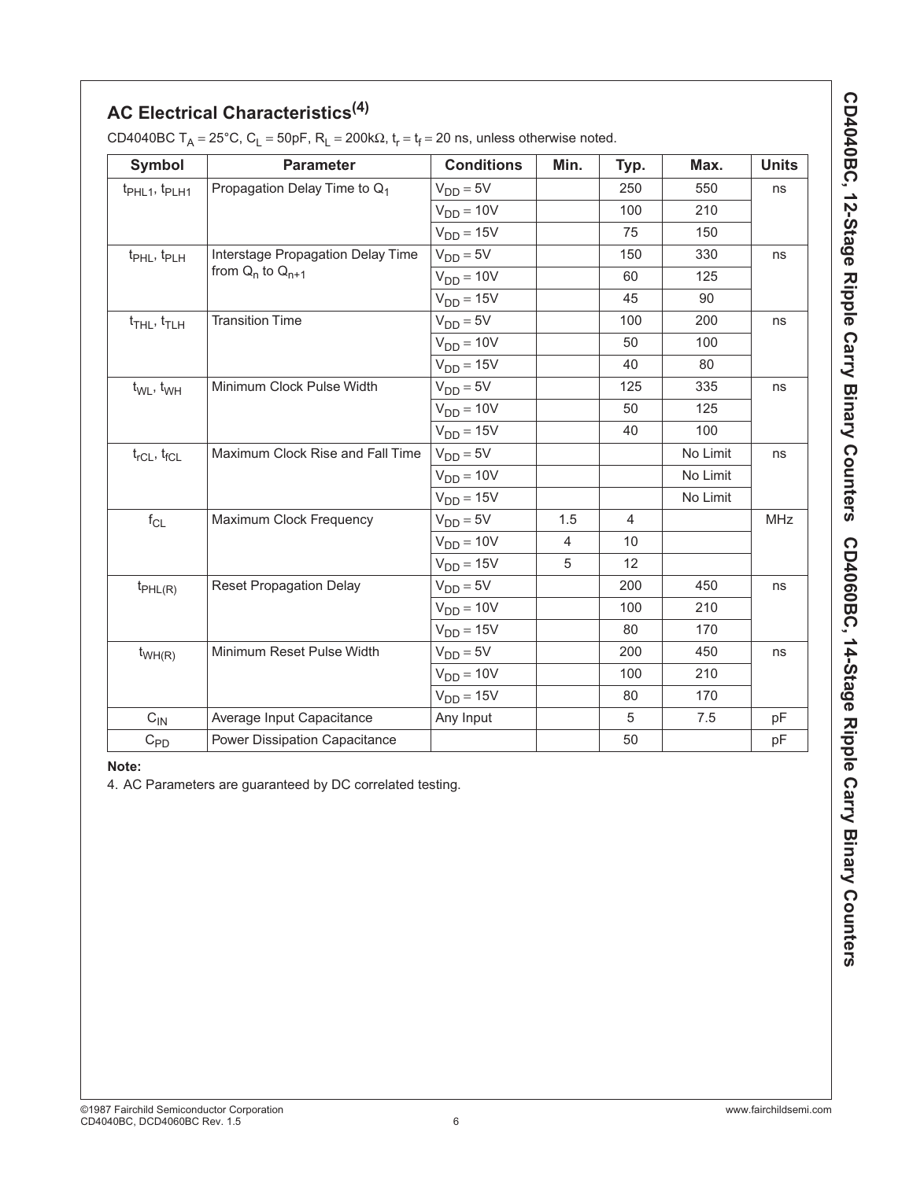## AC Electrical Characteristics[4]

CD4040BC $T_A = 25°C$, $C_L = 50pF$, $R_L = 200k\Omega$, $t_r = t_f = 20$ ns, unless otherwise noted.

| Symbol | Parameter | Conditions | Min. | Typ. | Max. | Units |
|---|---|---|---|---|---|---|
| $t_{PHL1}$, $t_{PLH1}$ | Propagation Delay Time to $Q_1$ | $V_{DD} = 5V$ | | 250 | 550 | ns |
| | | $V_{DD} = 10V$ | | 100 | 210 | |
| | | $V_{DD} = 15V$ | | 75 | 150 | |
| $t_{PHL}$, $t_{PLH}$ | Interstage Propagation Delay Time from $Q_n$ to $Q_{n+1}$ | $V_{DD} = 5V$ | | 150 | 330 | ns |
| | | $V_{DD} = 10V$ | | 60 | 125 | |
| | | $V_{DD} = 15V$ | | 45 | 90 | |
| $t_{THL}$, $t_{TLH}$ | Transition Time | $V_{DD} = 5V$ | | 100 | 200 | ns |
| | | $V_{DD} = 10V$ | | 50 | 100 | |
| | | $V_{DD} = 15V$ | | 40 | 80 | |
| $t_{WL}$, $t_{WH}$ | Minimum Clock Pulse Width | $V_{DD} = 5V$ | | 125 | 335 | ns |
| | | $V_{DD} = 10V$ | | 50 | 125 | |
| | | $V_{DD} = 15V$ | | 40 | 100 | |
| $t_{rCL}$, $t_{fCL}$ | Maximum Clock Rise and Fall Time | $V_{DD} = 5V$ | | | No Limit | ns |
| | | $V_{DD} = 10V$ | | | No Limit | |
| | | $V_{DD} = 15V$ | | | No Limit | |
| $f_{CL}$ | Maximum Clock Frequency | $V_{DD} = 5V$ | 1.5 | 4 | | MHz |
| | | $V_{DD} = 10V$ | 4 | 10 | | |
| | | $V_{DD} = 15V$ | 5 | 12 | | |
| $t_{PHL(R)}$ | Reset Propagation Delay | $V_{DD} = 5V$ | | 200 | 450 | ns |
| | | $V_{DD} = 10V$ | | 100 | 210 | |
| | | $V_{DD} = 15V$ | | 80 | 170 | |
| $t_{WH(R)}$ | Minimum Reset Pulse Width | $V_{DD} = 5V$ | | 200 | 450 | ns |
| | | $V_{DD} = 10V$ | | 100 | 210 | |
| | | $V_{DD} = 15V$ | | 80 | 170 | |
| $C_{IN}$ | Average Input Capacitance | Any Input | | 5 | 7.5 | pF |
| $C_{PD}$ | Power Dissipation Capacitance | | | 50 | | pF |

**Note:**

4. AC Parameters are guaranteed by DC correlated testing.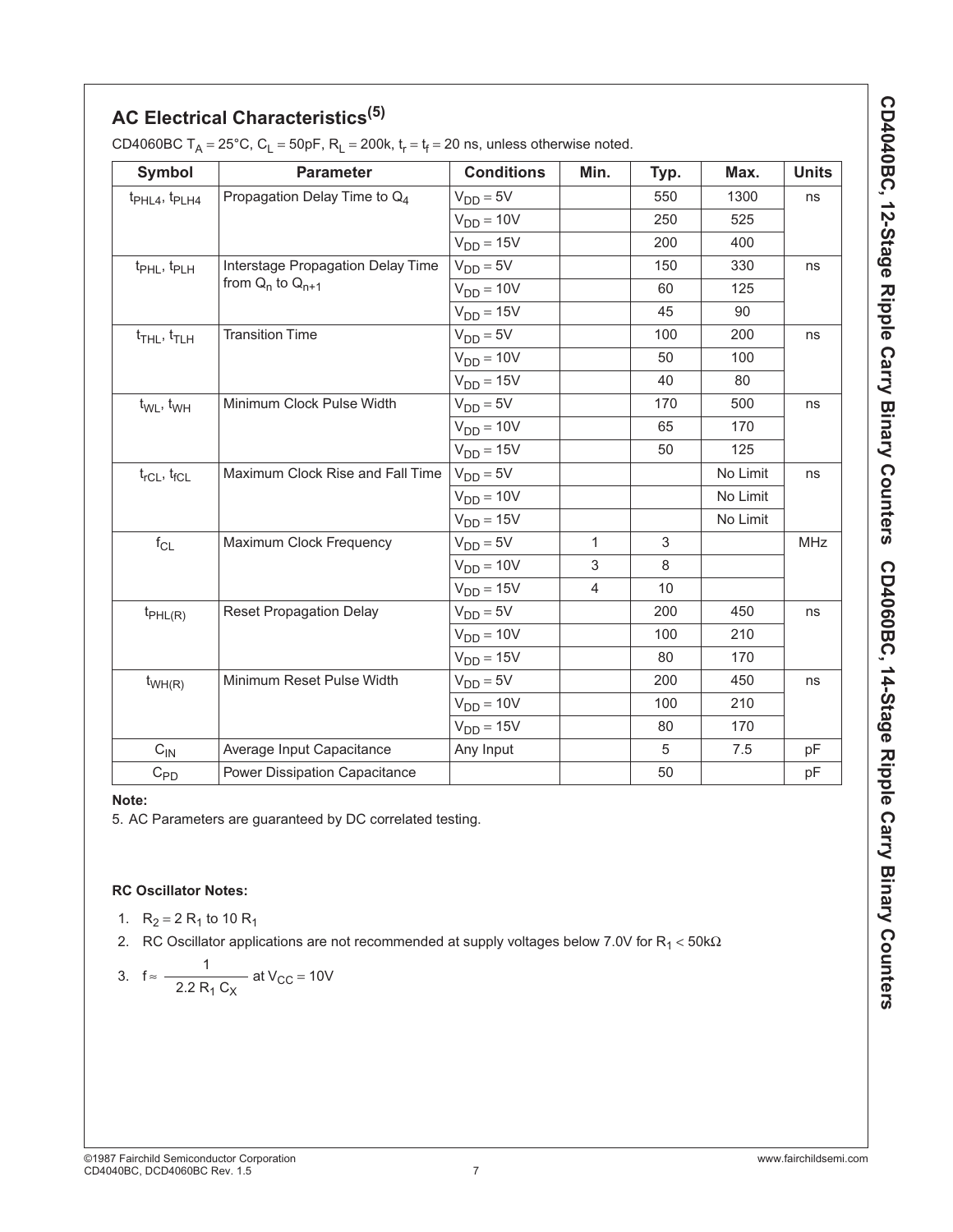## AC Electrical Characteristics[5]

CD4060BC $T_A = 25°C$, $C_L = 50pF$, $R_L = 200k$, $t_r = t_f = 20$ ns, unless otherwise noted.

| Symbol | Parameter | Conditions | Min. | Typ. | Max. | Units |
|---|---|---|---|---|---|---|
| $t_{PHL4}$, $t_{PLH4}$ | Propagation Delay Time to $Q_4$ | $V_{DD} = 5V$ | | 550 | 1300 | ns |
| | | $V_{DD} = 10V$ | | 250 | 525 | |
| | | $V_{DD} = 15V$ | | 200 | 400 | |
| $t_{PHL}$, $t_{PLH}$ | Interstage Propagation Delay Time from $Q_n$ to $Q_{n+1}$ | $V_{DD} = 5V$ | | 150 | 330 | ns |
| | | $V_{DD} = 10V$ | | 60 | 125 | |
| | | $V_{DD} = 15V$ | | 45 | 90 | |
| $t_{THL}$, $t_{TLH}$ | Transition Time | $V_{DD} = 5V$ | | 100 | 200 | ns |
| | | $V_{DD} = 10V$ | | 50 | 100 | |
| | | $V_{DD} = 15V$ | | 40 | 80 | |
| $t_{WL}$, $t_{WH}$ | Minimum Clock Pulse Width | $V_{DD} = 5V$ | | 170 | 500 | ns |
| | | $V_{DD} = 10V$ | | 65 | 170 | |
| | | $V_{DD} = 15V$ | | 50 | 125 | |
| $t_{rCL}$, $t_{fCL}$ | Maximum Clock Rise and Fall Time | $V_{DD} = 5V$ | | | No Limit | ns |
| | | $V_{DD} = 10V$ | | | No Limit | |
| | | $V_{DD} = 15V$ | | | No Limit | |
| $f_{CL}$ | Maximum Clock Frequency | $V_{DD} = 5V$ | 1 | 3 | | MHz |
| | | $V_{DD} = 10V$ | 3 | 8 | | |
| | | $V_{DD} = 15V$ | 4 | 10 | | |
| $t_{PHL(R)}$ | Reset Propagation Delay | $V_{DD} = 5V$ | | 200 | 450 | ns |
| | | $V_{DD} = 10V$ | | 100 | 210 | |
| | | $V_{DD} = 15V$ | | 80 | 170 | |
| $t_{WH(R)}$ | Minimum Reset Pulse Width | $V_{DD} = 5V$ | | 200 | 450 | ns |
| | | $V_{DD} = 10V$ | | 100 | 210 | |
| | | $V_{DD} = 15V$ | | 80 | 170 | |
| $C_{IN}$ | Average Input Capacitance | Any Input | | 5 | 7.5 | pF |
| $C_{PD}$ | Power Dissipation Capacitance | | | 50 | | pF |

**Note:**

5. AC Parameters are guaranteed by DC correlated testing.

**RC Oscillator Notes:**

1. $R_2 = 2\,R_1$ to $10\,R_1$
2. RC Oscillator applications are not recommended at supply voltages below 7.0V for $R_1 < 50k\Omega$
3. $f \approx \dfrac{1}{2.2\,R_1\,C_X}$ at $V_{CC} = 10V$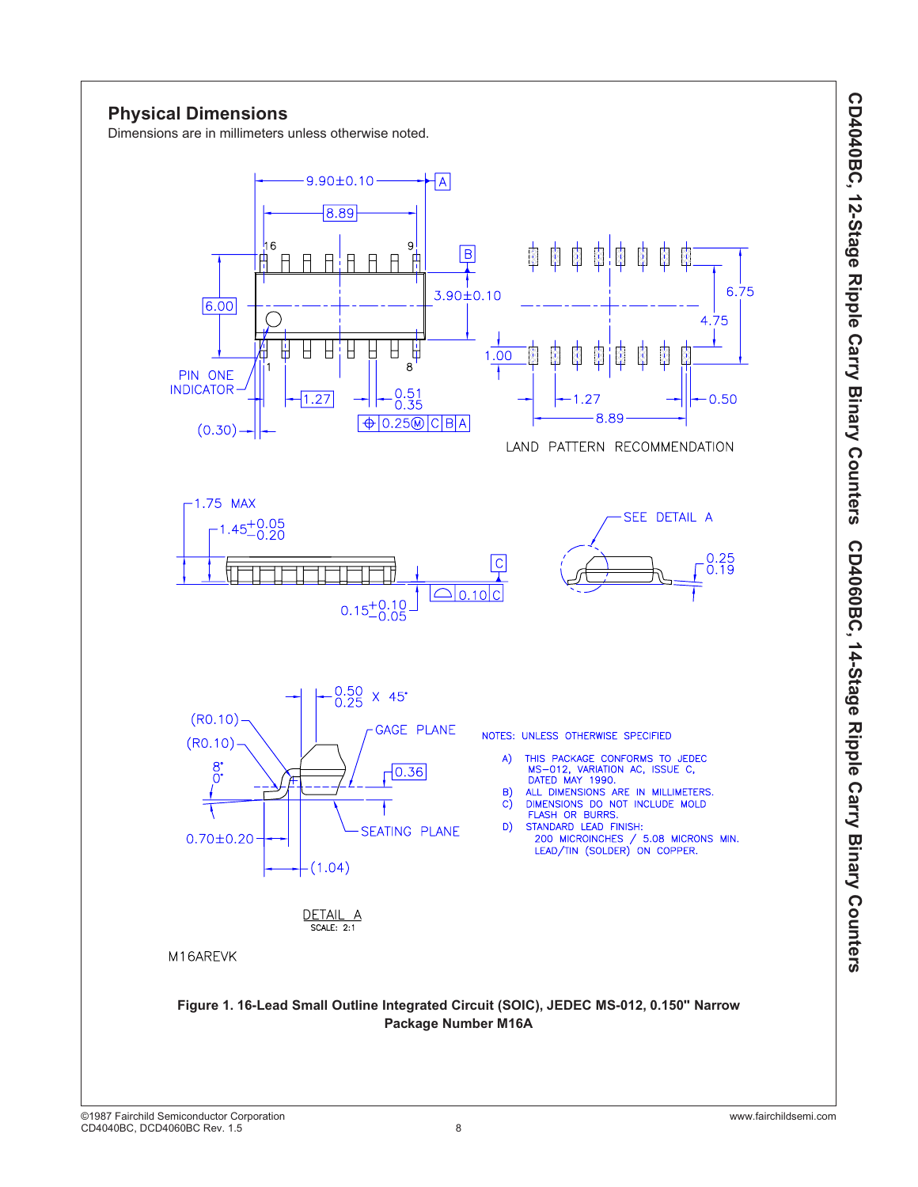## Physical Dimensions

Dimensions are in millimeters unless otherwise noted.

9.90±0.10 A
8.89
16 9
B
6.00
3.90±0.10
PIN ONE INDICATOR
1 8
1.27
0.51 / 0.35
⌖ 0.25Ⓜ C B A
(0.30)

6.75
4.75
1.00
1.27
0.50
8.89

LAND PATTERN RECOMMENDATION

1.75 MAX
$1.45^{+0.05}_{-0.20}$
C
⌓ 0.10 C
$0.15^{+0.10}_{-0.05}$

SEE DETAIL A
0.25 / 0.19

0.50 / 0.25 X 45°
(R0.10)
(R0.10)
8° / 0°
GAGE PLANE
0.36
SEATING PLANE
0.70±0.20
(1.04)

DETAIL A
SCALE: 2:1

NOTES: UNLESS OTHERWISE SPECIFIED

A) THIS PACKAGE CONFORMS TO JEDEC MS−012, VARIATION AC, ISSUE C, DATED MAY 1990.
B) ALL DIMENSIONS ARE IN MILLIMETERS.
C) DIMENSIONS DO NOT INCLUDE MOLD FLASH OR BURRS.
D) STANDARD LEAD FINISH: 200 MICROINCHES / 5.08 MICRONS MIN. LEAD/TIN (SOLDER) ON COPPER.

M16AREVK

**Figure 1. 16-Lead Small Outline Integrated Circuit (SOIC), JEDEC MS-012, 0.150" Narrow Package Number M16A**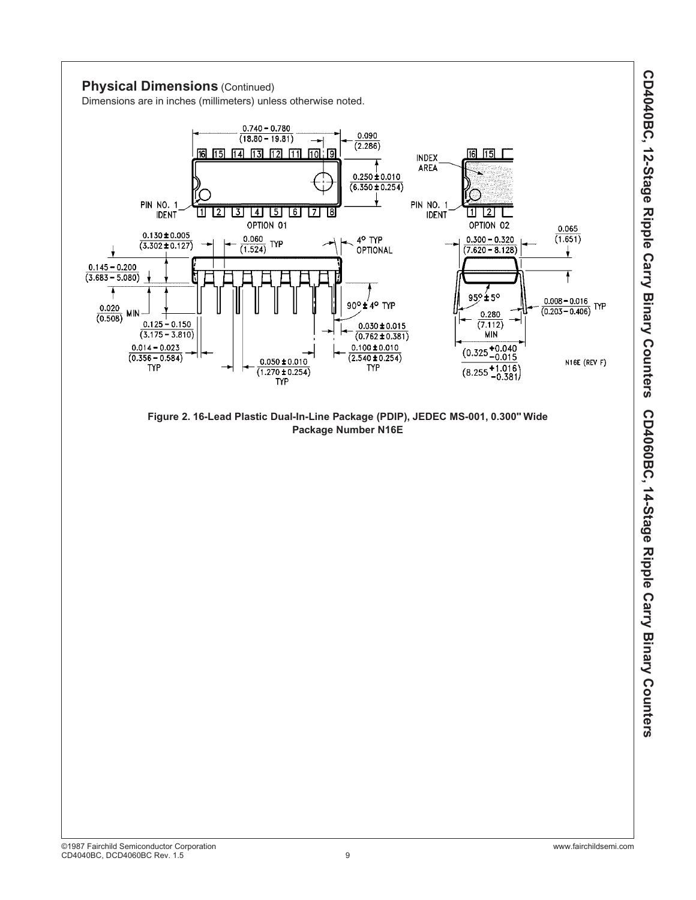## Physical Dimensions (Continued)

Dimensions are in inches (millimeters) unless otherwise noted.

**Figure 2. 16-Lead Plastic Dual-In-Line Package (PDIP), JEDEC MS-001, 0.300" Wide Package Number N16E**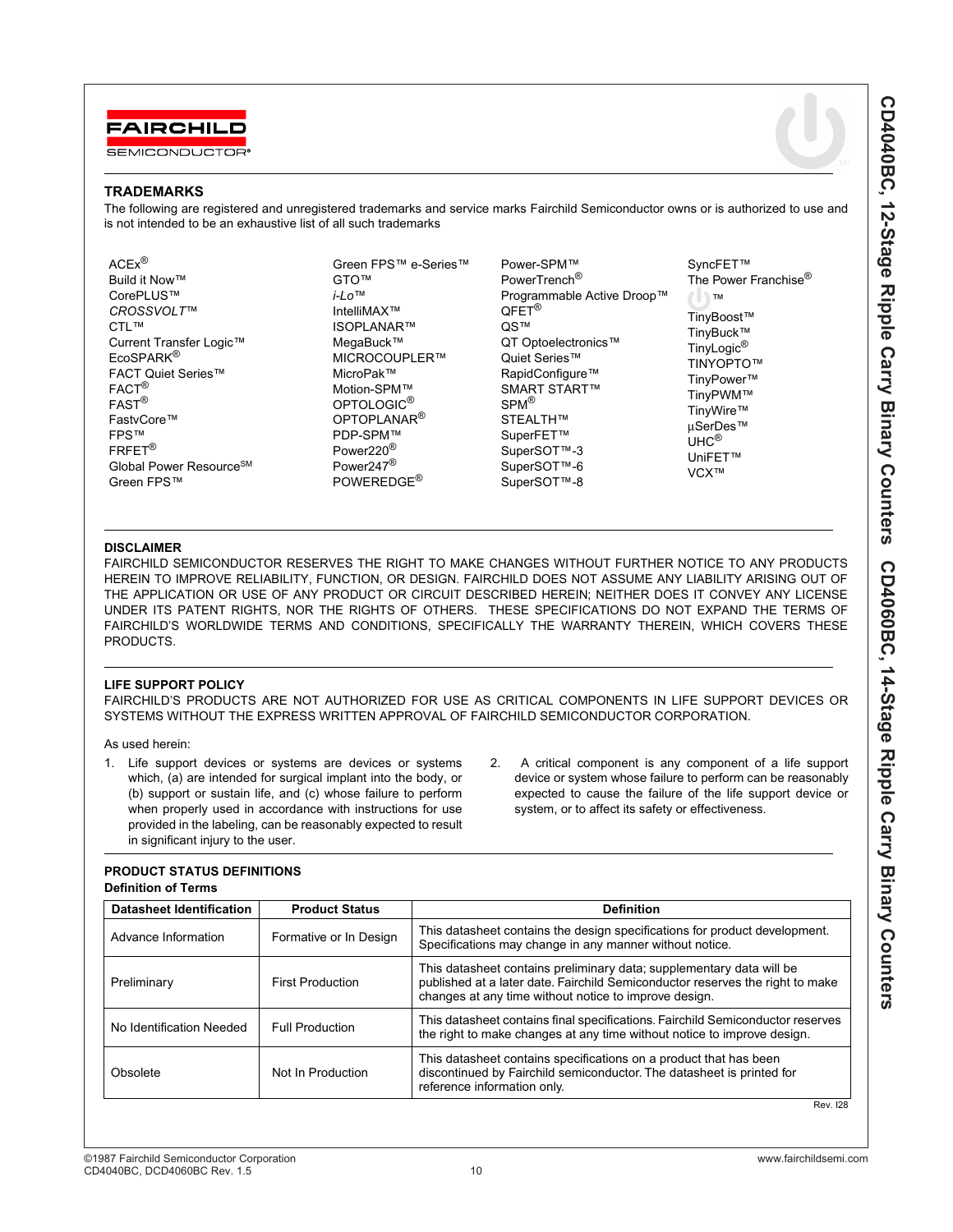## TRADEMARKS

The following are registered and unregistered trademarks and service marks Fairchild Semiconductor owns or is authorized to use and is not intended to be an exhaustive list of all such trademarks

ACEx®
Build it Now™
CorePLUS™
*CROSSVOLT*™
CTL™
Current Transfer Logic™
EcoSPARK®
FACT Quiet Series™
FACT®
FAST®
FastvCore™
FPS™
FRFET®
Global Power Resource℠
Green FPS™
Green FPS™ e-Series™
GTO™
*i-Lo*™
IntelliMAX™
ISOPLANAR™
MegaBuck™
MICROCOUPLER™
MicroPak™
Motion-SPM™
OPTOLOGIC®
OPTOPLANAR®
PDP-SPM™
Power220®
Power247®
POWEREDGE®
Power-SPM™
PowerTrench®
Programmable Active Droop™
QFET®
QS™
QT Optoelectronics™
Quiet Series™
RapidConfigure™
SMART START™
SPM®
STEALTH™
SuperFET™
SuperSOT™-3
SuperSOT™-6
SuperSOT™-8
SyncFET™
The Power Franchise®
™
TinyBoost™
TinyBuck™
TinyLogic®
TINYOPTO™
TinyPower™
TinyPWM™
TinyWire™
µSerDes™
UHC®
UniFET™
VCX™

## DISCLAIMER

FAIRCHILD SEMICONDUCTOR RESERVES THE RIGHT TO MAKE CHANGES WITHOUT FURTHER NOTICE TO ANY PRODUCTS HEREIN TO IMPROVE RELIABILITY, FUNCTION, OR DESIGN. FAIRCHILD DOES NOT ASSUME ANY LIABILITY ARISING OUT OF THE APPLICATION OR USE OF ANY PRODUCT OR CIRCUIT DESCRIBED HEREIN; NEITHER DOES IT CONVEY ANY LICENSE UNDER ITS PATENT RIGHTS, NOR THE RIGHTS OF OTHERS. THESE SPECIFICATIONS DO NOT EXPAND THE TERMS OF FAIRCHILD'S WORLDWIDE TERMS AND CONDITIONS, SPECIFICALLY THE WARRANTY THEREIN, WHICH COVERS THESE PRODUCTS.

## LIFE SUPPORT POLICY

FAIRCHILD'S PRODUCTS ARE NOT AUTHORIZED FOR USE AS CRITICAL COMPONENTS IN LIFE SUPPORT DEVICES OR SYSTEMS WITHOUT THE EXPRESS WRITTEN APPROVAL OF FAIRCHILD SEMICONDUCTOR CORPORATION.

As used herein:

1. Life support devices or systems are devices or systems which, (a) are intended for surgical implant into the body, or (b) support or sustain life, and (c) whose failure to perform when properly used in accordance with instructions for use provided in the labeling, can be reasonably expected to result in significant injury to the user.
2. A critical component is any component of a life support device or system whose failure to perform can be reasonably expected to cause the failure of the life support device or system, or to affect its safety or effectiveness.

## PRODUCT STATUS DEFINITIONS

**Definition of Terms**

| Datasheet Identification | Product Status | Definition |
|---|---|---|
| Advance Information | Formative or In Design | This datasheet contains the design specifications for product development. Specifications may change in any manner without notice. |
| Preliminary | First Production | This datasheet contains preliminary data; supplementary data will be published at a later date. Fairchild Semiconductor reserves the right to make changes at any time without notice to improve design. |
| No Identification Needed | Full Production | This datasheet contains final specifications. Fairchild Semiconductor reserves the right to make changes at any time without notice to improve design. |
| Obsolete | Not In Production | This datasheet contains specifications on a product that has been discontinued by Fairchild semiconductor. The datasheet is printed for reference information only. |

Rev. I28